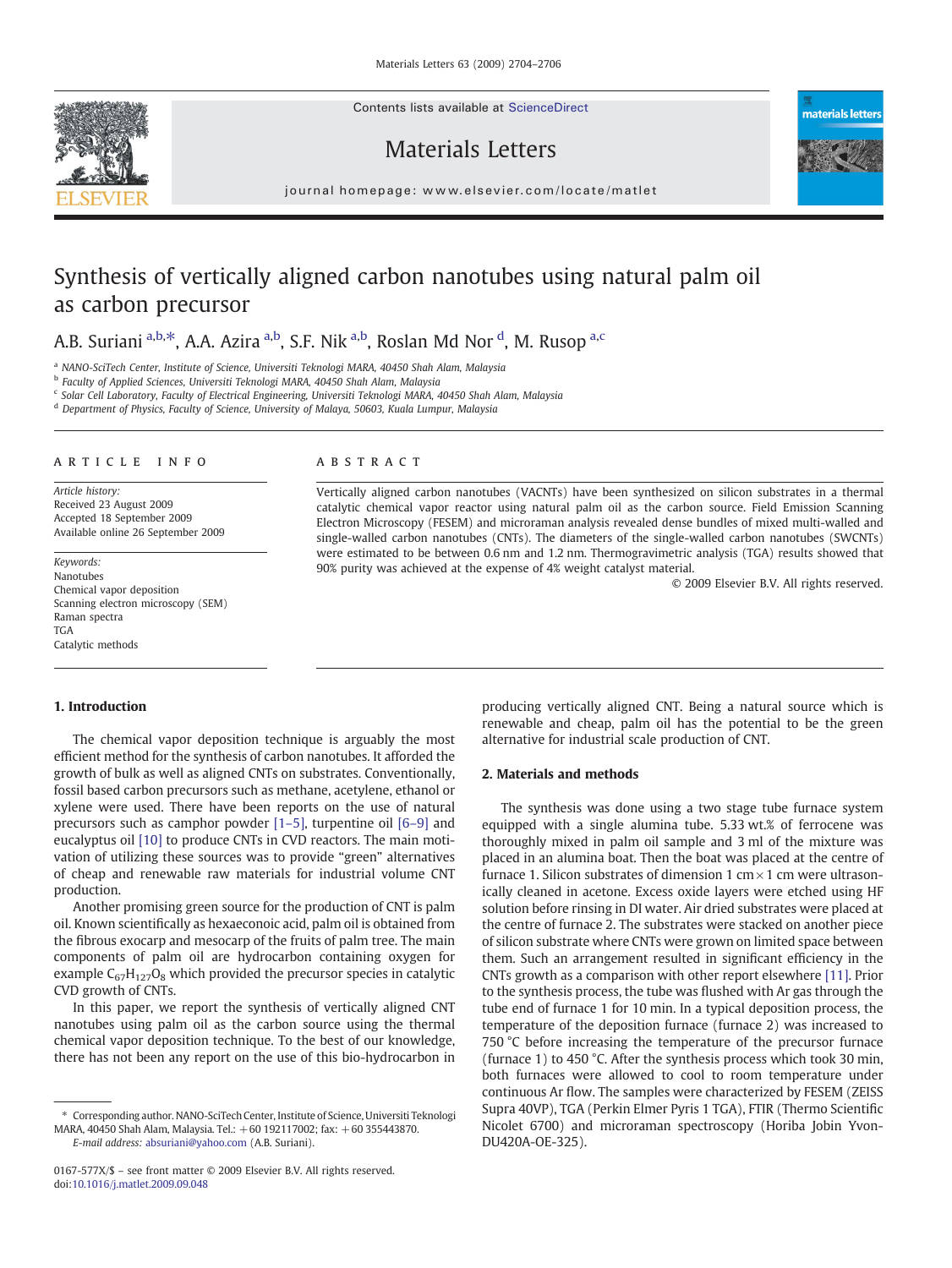# Synthesis of vertically aligned carbon nanotubes using natural palm oil as carbon precursor

A.B. Suriani [a,b,*], A.A. Azira [a,b], S.F. Nik [a,b], Roslan Md Nor [d], M. Rusop [a,c]

[a] NANO-SciTech Center, Institute of Science, Universiti Teknologi MARA, 40450 Shah Alam, Malaysia
[b] Faculty of Applied Sciences, Universiti Teknologi MARA, 40450 Shah Alam, Malaysia
[c] Solar Cell Laboratory, Faculty of Electrical Engineering, Universiti Teknologi MARA, 40450 Shah Alam, Malaysia
[d] Department of Physics, Faculty of Science, University of Malaya, 50603, Kuala Lumpur, Malaysia

## ARTICLE INFO

*Article history:*
Received 23 August 2009
Accepted 18 September 2009
Available online 26 September 2009

*Keywords:*
Nanotubes
Chemical vapor deposition
Scanning electron microscopy (SEM)
Raman spectra
TGA
Catalytic methods

## ABSTRACT

Vertically aligned carbon nanotubes (VACNTs) have been synthesized on silicon substrates in a thermal catalytic chemical vapor reactor using natural palm oil as the carbon source. Field Emission Scanning Electron Microscopy (FESEM) and microraman analysis revealed dense bundles of mixed multi-walled and single-walled carbon nanotubes (CNTs). The diameters of the single-walled carbon nanotubes (SWCNTs) were estimated to be between 0.6 nm and 1.2 nm. Thermogravimetric analysis (TGA) results showed that 90% purity was achieved at the expense of 4% weight catalyst material.

© 2009 Elsevier B.V. All rights reserved.

## 1. Introduction

The chemical vapor deposition technique is arguably the most efficient method for the synthesis of carbon nanotubes. It afforded the growth of bulk as well as aligned CNTs on substrates. Conventionally, fossil based carbon precursors such as methane, acetylene, ethanol or xylene were used. There have been reports on the use of natural precursors such as camphor powder [1–5], turpentine oil [6–9] and eucalyptus oil [10] to produce CNTs in CVD reactors. The main motivation of utilizing these sources was to provide "green" alternatives of cheap and renewable raw materials for industrial volume CNT production.

Another promising green source for the production of CNT is palm oil. Known scientifically as hexaeconoic acid, palm oil is obtained from the fibrous exocarp and mesocarp of the fruits of palm tree. The main components of palm oil are hydrocarbon containing oxygen for example $C_{67}H_{127}O_8$ which provided the precursor species in catalytic CVD growth of CNTs.

In this paper, we report the synthesis of vertically aligned CNT nanotubes using palm oil as the carbon source using the thermal chemical vapor deposition technique. To the best of our knowledge, there has not been any report on the use of this bio-hydrocarbon in producing vertically aligned CNT. Being a natural source which is renewable and cheap, palm oil has the potential to be the green alternative for industrial scale production of CNT.

## 2. Materials and methods

The synthesis was done using a two stage tube furnace system equipped with a single alumina tube. 5.33 wt.% of ferrocene was thoroughly mixed in palm oil sample and 3 ml of the mixture was placed in an alumina boat. Then the boat was placed at the centre of furnace 1. Silicon substrates of dimension 1 cm × 1 cm were ultrasonically cleaned in acetone. Excess oxide layers were etched using HF solution before rinsing in DI water. Air dried substrates were placed at the centre of furnace 2. The substrates were stacked on another piece of silicon substrate where CNTs were grown on limited space between them. Such an arrangement resulted in significant efficiency in the CNTs growth as a comparison with other report elsewhere [11]. Prior to the synthesis process, the tube was flushed with Ar gas through the tube end of furnace 1 for 10 min. In a typical deposition process, the temperature of the deposition furnace (furnace 2) was increased to 750 °C before increasing the temperature of the precursor furnace (furnace 1) to 450 °C. After the synthesis process which took 30 min, both furnaces were allowed to cool to room temperature under continuous Ar flow. The samples were characterized by FESEM (ZEISS Supra 40VP), TGA (Perkin Elmer Pyris 1 TGA), FTIR (Thermo Scientific Nicolet 6700) and microraman spectroscopy (Horiba Jobin Yvon-DU420A-OE-325).

\* Corresponding author. NANO-SciTech Center, Institute of Science, Universiti Teknologi MARA, 40450 Shah Alam, Malaysia. Tel.: +60 192117002; fax: +60 355443870.
*E-mail address:* absuriani@yahoo.com (A.B. Suriani).

0167-577X/$ – see front matter © 2009 Elsevier B.V. All rights reserved.
doi:10.1016/j.matlet.2009.09.048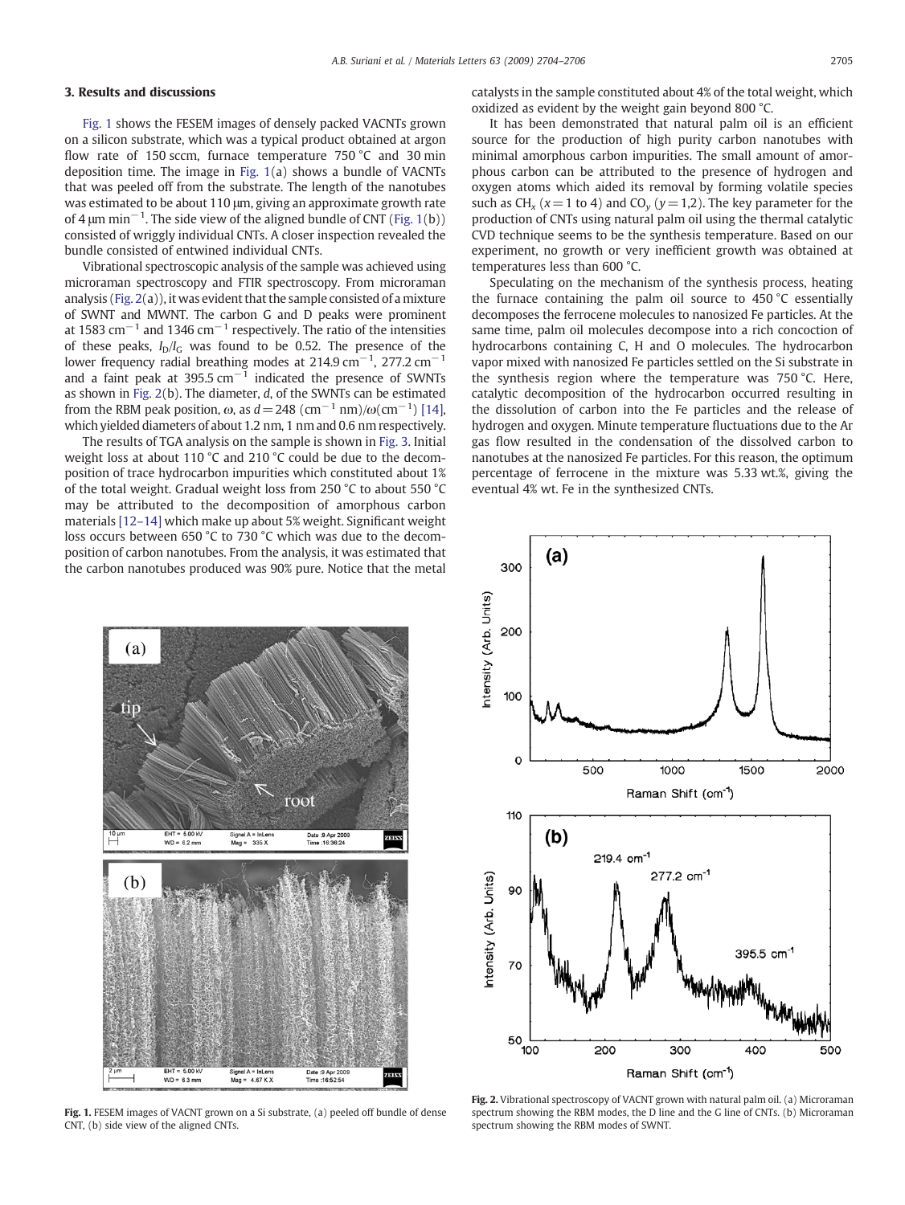## 3. Results and discussions

Fig. 1 shows the FESEM images of densely packed VACNTs grown on a silicon substrate, which was a typical product obtained at argon flow rate of 150 sccm, furnace temperature 750 °C and 30 min deposition time. The image in Fig. 1(a) shows a bundle of VACNTs that was peeled off from the substrate. The length of the nanotubes was estimated to be about 110 μm, giving an approximate growth rate of 4 μm min$^{-1}$. The side view of the aligned bundle of CNT (Fig. 1(b)) consisted of wriggly individual CNTs. A closer inspection revealed the bundle consisted of entwined individual CNTs.

Vibrational spectroscopic analysis of the sample was achieved using microraman spectroscopy and FTIR spectroscopy. From microraman analysis (Fig. 2(a)), it was evident that the sample consisted of a mixture of SWNT and MWNT. The carbon G and D peaks were prominent at 1583 cm$^{-1}$ and 1346 cm$^{-1}$ respectively. The ratio of the intensities of these peaks, $I_D/I_G$ was found to be 0.52. The presence of the lower frequency radial breathing modes at 214.9 cm$^{-1}$, 277.2 cm$^{-1}$ and a faint peak at 395.5 cm$^{-1}$ indicated the presence of SWNTs as shown in Fig. 2(b). The diameter, $d$, of the SWNTs can be estimated from the RBM peak position, $\omega$, as $d = 248$ (cm$^{-1}$ nm)/$\omega$(cm$^{-1}$) [14], which yielded diameters of about 1.2 nm, 1 nm and 0.6 nm respectively.

The results of TGA analysis on the sample is shown in Fig. 3. Initial weight loss at about 110 °C and 210 °C could be due to the decomposition of trace hydrocarbon impurities which constituted about 1% of the total weight. Gradual weight loss from 250 °C to about 550 °C may be attributed to the decomposition of amorphous carbon materials [12–14] which make up about 5% weight. Significant weight loss occurs between 650 °C to 730 °C which was due to the decomposition of carbon nanotubes. From the analysis, it was estimated that the carbon nanotubes produced was 90% pure. Notice that the metal catalysts in the sample constituted about 4% of the total weight, which oxidized as evident by the weight gain beyond 800 °C.

It has been demonstrated that natural palm oil is an efficient source for the production of high purity carbon nanotubes with minimal amorphous carbon impurities. The small amount of amorphous carbon can be attributed to the presence of hydrogen and oxygen atoms which aided its removal by forming volatile species such as $CH_x$ ($x = 1$ to 4) and $CO_y$ ($y = 1,2$). The key parameter for the production of CNTs using natural palm oil using the thermal catalytic CVD technique seems to be the synthesis temperature. Based on our experiment, no growth or very inefficient growth was obtained at temperatures less than 600 °C.

Speculating on the mechanism of the synthesis process, heating the furnace containing the palm oil source to 450 °C essentially decomposes the ferrocene molecules to nanosized Fe particles. At the same time, palm oil molecules decompose into a rich concoction of hydrocarbons containing C, H and O molecules. The hydrocarbon vapor mixed with nanosized Fe particles settled on the Si substrate in the synthesis region where the temperature was 750 °C. Here, catalytic decomposition of the hydrocarbon occurred resulting in the dissolution of carbon into the Fe particles and the release of hydrogen and oxygen. Minute temperature fluctuations due to the Ar gas flow resulted in the condensation of the dissolved carbon to nanotubes at the nanosized Fe particles. For this reason, the optimum percentage of ferrocene in the mixture was 5.33 wt.%, giving the eventual 4% wt. Fe in the synthesized CNTs.

Fig. 1. FESEM images of VACNT grown on a Si substrate, (a) peeled off bundle of dense CNT, (b) side view of the aligned CNTs.

Fig. 2. Vibrational spectroscopy of VACNT grown with natural palm oil. (a) Microraman spectrum showing the RBM modes, the D line and the G line of CNTs. (b) Microraman spectrum showing the RBM modes of SWNT.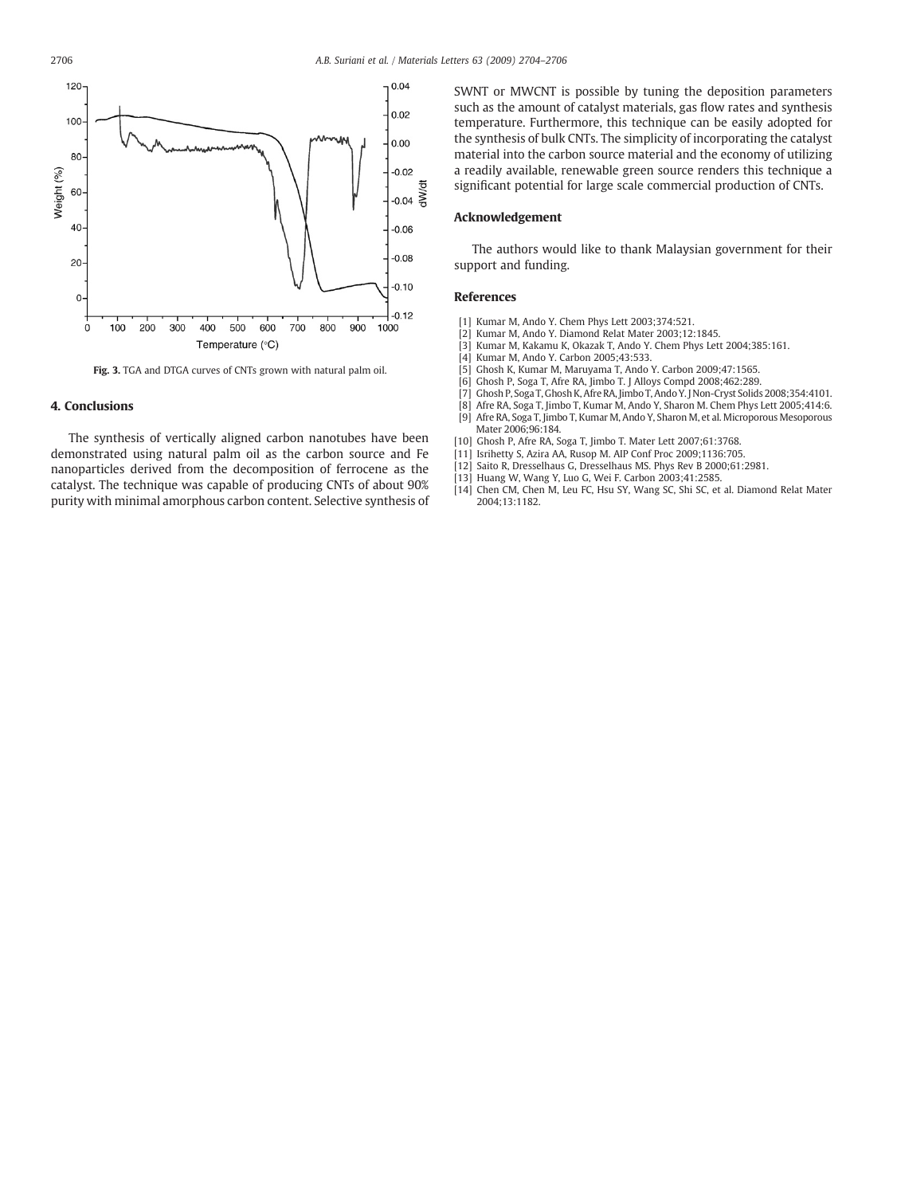120
100
80
60
40
20
0
Weight (%)
0.04
0.02
0.00
-0.02
-0.04
-0.06
-0.08
-0.10
-0.12
dW/dt
0 100 200 300 400 500 600 700 800 900 1000
Temperature (°C)

**Fig. 3.** TGA and DTGA curves of CNTs grown with natural palm oil.

## 4. Conclusions

The synthesis of vertically aligned carbon nanotubes have been demonstrated using natural palm oil as the carbon source and Fe nanoparticles derived from the decomposition of ferrocene as the catalyst. The technique was capable of producing CNTs of about 90% purity with minimal amorphous carbon content. Selective synthesis of SWNT or MWCNT is possible by tuning the deposition parameters such as the amount of catalyst materials, gas flow rates and synthesis temperature. Furthermore, this technique can be easily adopted for the synthesis of bulk CNTs. The simplicity of incorporating the catalyst material into the carbon source material and the economy of utilizing a readily available, renewable green source renders this technique a significant potential for large scale commercial production of CNTs.

## Acknowledgement

The authors would like to thank Malaysian government for their support and funding.

## References

[1] Kumar M, Ando Y. Chem Phys Lett 2003;374:521.
[2] Kumar M, Ando Y. Diamond Relat Mater 2003;12:1845.
[3] Kumar M, Kakamu K, Okazak T, Ando Y. Chem Phys Lett 2004;385:161.
[4] Kumar M, Ando Y. Carbon 2005;43:533.
[5] Ghosh K, Kumar M, Maruyama T, Ando Y. Carbon 2009;47:1565.
[6] Ghosh P, Soga T, Afre RA, Jimbo T. J Alloys Compd 2008;462:289.
[7] Ghosh P, Soga T, Ghosh K, Afre RA, Jimbo T, Ando Y. J Non-Cryst Solids 2008;354:4101.
[8] Afre RA, Soga T, Jimbo T, Kumar M, Ando Y, Sharon M. Chem Phys Lett 2005;414:6.
[9] Afre RA, Soga T, Jimbo T, Kumar M, Ando Y, Sharon M, et al. Microporous Mesoporous Mater 2006;96:184.
[10] Ghosh P, Afre RA, Soga T, Jimbo T. Mater Lett 2007;61:3768.
[11] Isrihetty S, Azira AA, Rusop M. AIP Conf Proc 2009;1136:705.
[12] Saito R, Dresselhaus G, Dresselhaus MS. Phys Rev B 2000;61:2981.
[13] Huang W, Wang Y, Luo G, Wei F. Carbon 2003;41:2585.
[14] Chen CM, Chen M, Leu FC, Hsu SY, Wang SC, Shi SC, et al. Diamond Relat Mater 2004;13:1182.